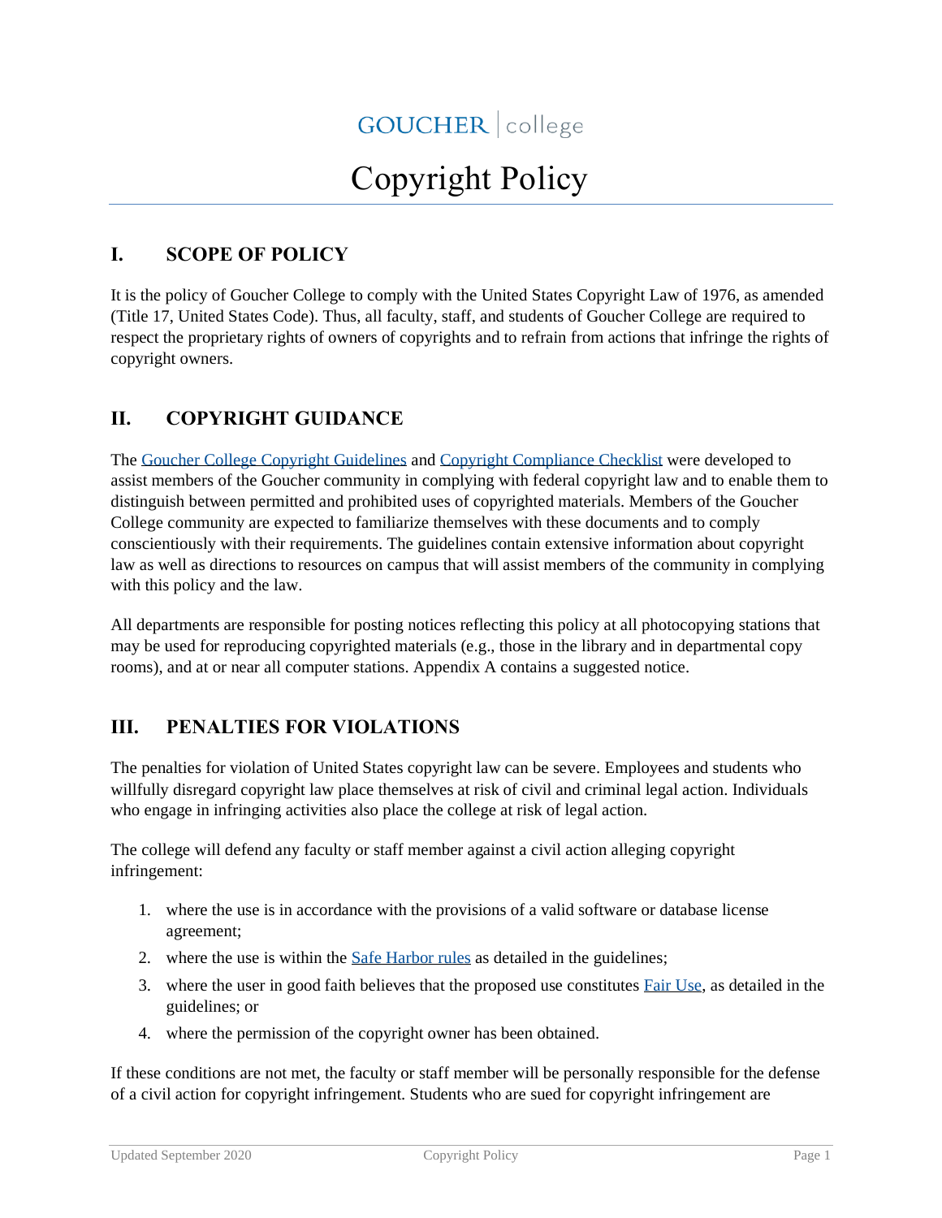GOUCHER | college

# Copyright Policy

## I. SCOPE OF POLICY

It is the policy of Goucher College to comply with the United States Copyright Law of 1976, as amended (Title 17, United States Code). Thus, all faculty, staff, and students of Goucher College are required to respect the proprietary rights of owners of copyrights and to refrain from actions that infringe the rights of copyright owners.

## II. COPYRIGHT GUIDANCE

The Goucher College Copyright Guidelines and Copyright Compliance Checklist were developed to assist members of the Goucher community in complying with federal copyright law and to enable them to distinguish between permitted and prohibited uses of copyrighted materials. Members of the Goucher College community are expected to familiarize themselves with these documents and to comply conscientiously with their requirements. The guidelines contain extensive information about copyright law as well as directions to resources on campus that will assist members of the community in complying with this policy and the law.

All departments are responsible for posting notices reflecting this policy at all photocopying stations that may be used for reproducing copyrighted materials (e.g., those in the library and in departmental copy rooms), and at or near all computer stations. Appendix A contains a suggested notice.

## III. PENALTIES FOR VIOLATIONS

The penalties for violation of United States copyright law can be severe. Employees and students who willfully disregard copyright law place themselves at risk of civil and criminal legal action. Individuals who engage in infringing activities also place the college at risk of legal action.

The college will defend any faculty or staff member against a civil action alleging copyright infringement:

1. where the use is in accordance with the provisions of a valid software or database license agreement;
2. where the use is within the Safe Harbor rules as detailed in the guidelines;
3. where the user in good faith believes that the proposed use constitutes Fair Use, as detailed in the guidelines; or
4. where the permission of the copyright owner has been obtained.

If these conditions are not met, the faculty or staff member will be personally responsible for the defense of a civil action for copyright infringement. Students who are sued for copyright infringement are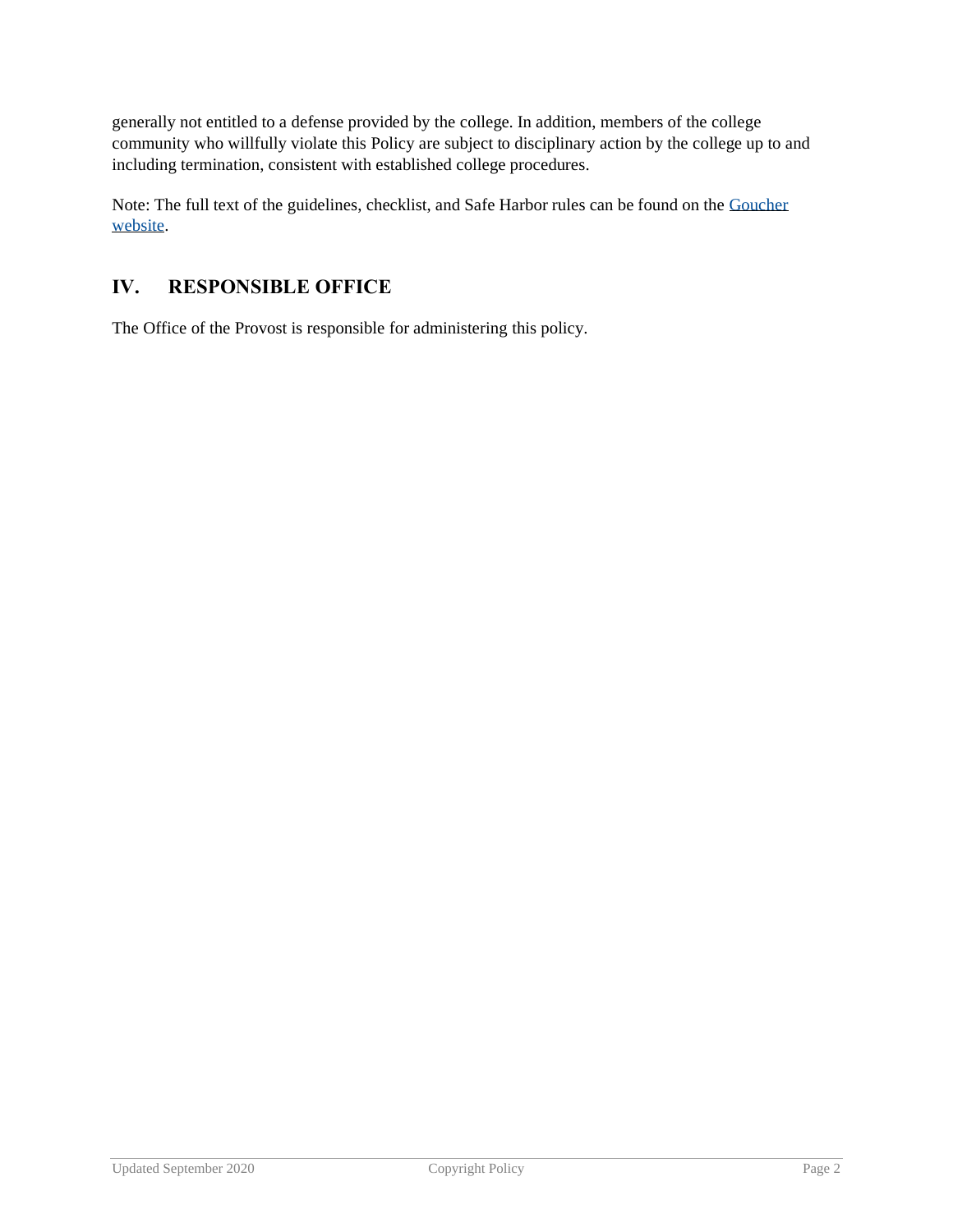generally not entitled to a defense provided by the college. In addition, members of the college community who willfully violate this Policy are subject to disciplinary action by the college up to and including termination, consistent with established college procedures.

Note: The full text of the guidelines, checklist, and Safe Harbor rules can be found on the Goucher website.

## IV. RESPONSIBLE OFFICE

The Office of the Provost is responsible for administering this policy.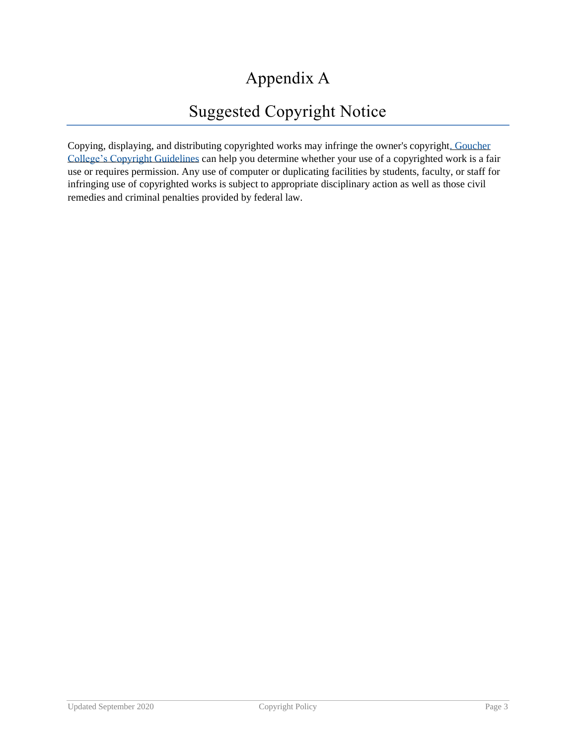# Appendix A

# Suggested Copyright Notice

Copying, displaying, and distributing copyrighted works may infringe the owner's copyright. Goucher College's Copyright Guidelines can help you determine whether your use of a copyrighted work is a fair use or requires permission. Any use of computer or duplicating facilities by students, faculty, or staff for infringing use of copyrighted works is subject to appropriate disciplinary action as well as those civil remedies and criminal penalties provided by federal law.